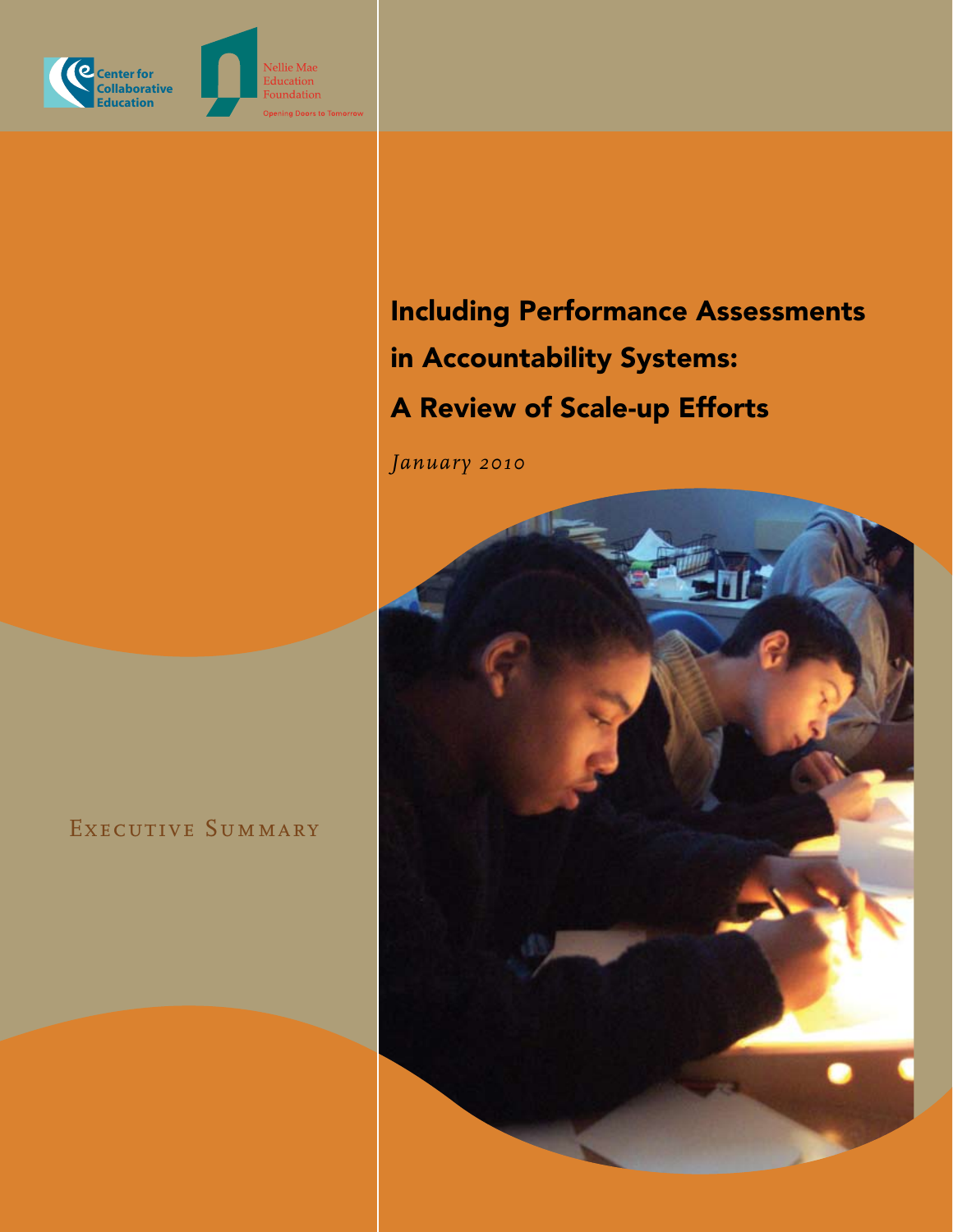Center for Collaborative Education

Nellie Mae Education Foundation

Opening Doors to Tomorrow

# Including Performance Assessments in Accountability Systems: A Review of Scale-up Efforts

*January 2010*

Executive Summary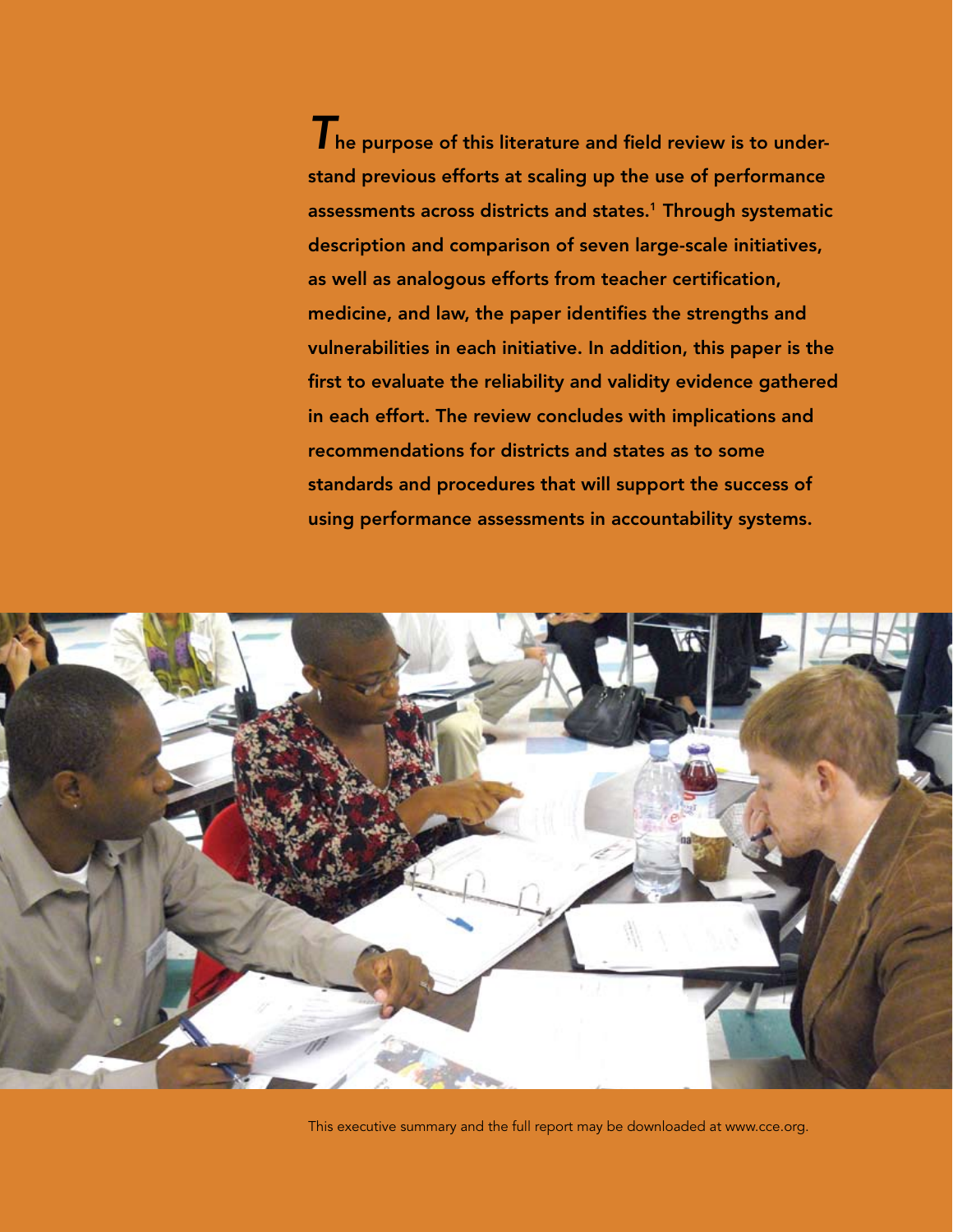The purpose of this literature and field review is to understand previous efforts at scaling up the use of performance assessments across districts and states.[1] Through systematic description and comparison of seven large-scale initiatives, as well as analogous efforts from teacher certification, medicine, and law, the paper identifies the strengths and vulnerabilities in each initiative. In addition, this paper is the first to evaluate the reliability and validity evidence gathered in each effort. The review concludes with implications and recommendations for districts and states as to some standards and procedures that will support the success of using performance assessments in accountability systems.

This executive summary and the full report may be downloaded at www.cce.org.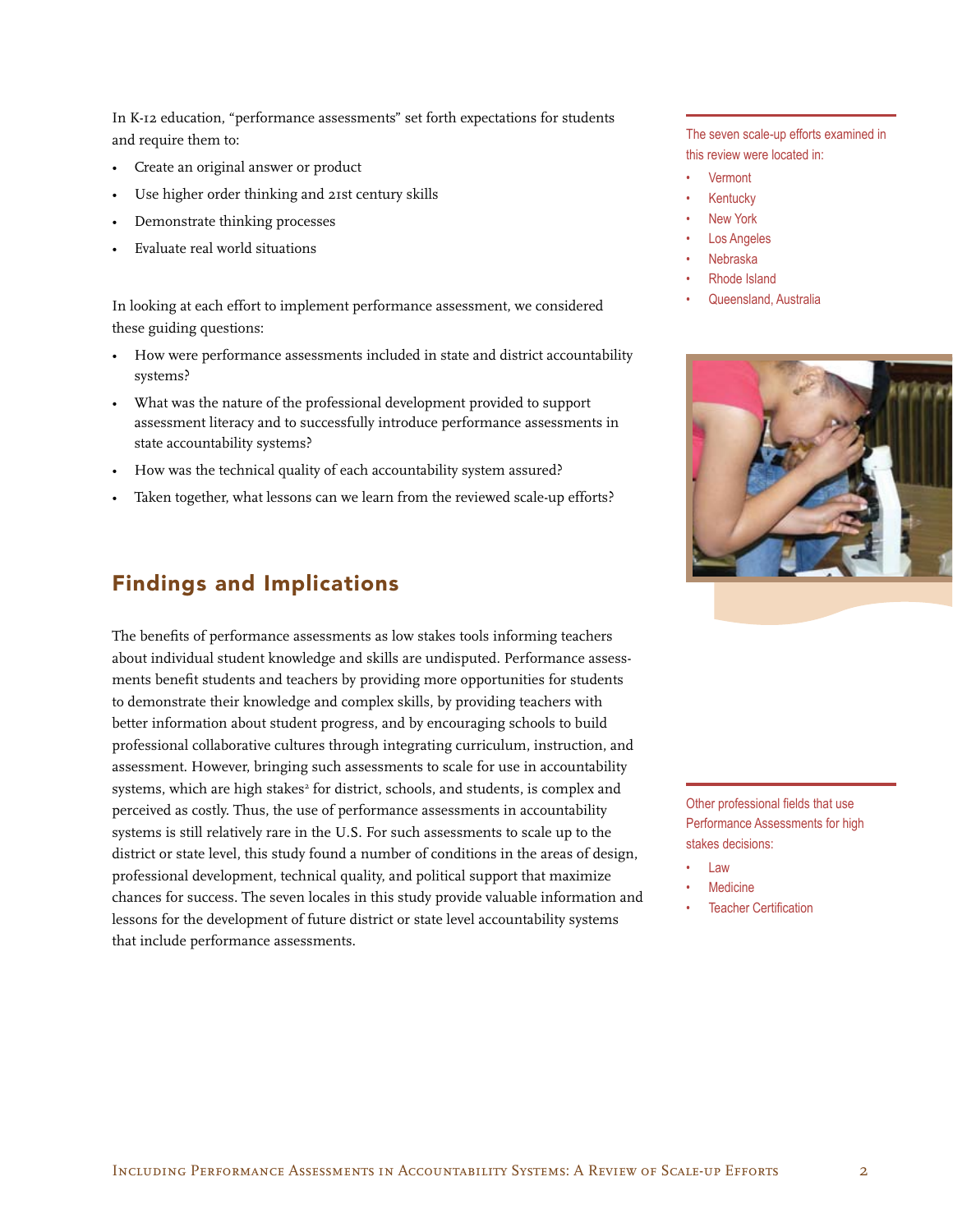In K-12 education, "performance assessments" set forth expectations for students and require them to:

- Create an original answer or product
- Use higher order thinking and 21st century skills
- Demonstrate thinking processes
- Evaluate real world situations

In looking at each effort to implement performance assessment, we considered these guiding questions:

- How were performance assessments included in state and district accountability systems?
- What was the nature of the professional development provided to support assessment literacy and to successfully introduce performance assessments in state accountability systems?
- How was the technical quality of each accountability system assured?
- Taken together, what lessons can we learn from the reviewed scale-up efforts?

The seven scale-up efforts examined in this review were located in:

- Vermont
- Kentucky
- New York
- Los Angeles
- Nebraska
- Rhode Island
- Queensland, Australia

## Findings and Implications

The benefits of performance assessments as low stakes tools informing teachers about individual student knowledge and skills are undisputed. Performance assessments benefit students and teachers by providing more opportunities for students to demonstrate their knowledge and complex skills, by providing teachers with better information about student progress, and by encouraging schools to build professional collaborative cultures through integrating curriculum, instruction, and assessment. However, bringing such assessments to scale for use in accountability systems, which are high stakes[2] for district, schools, and students, is complex and perceived as costly. Thus, the use of performance assessments in accountability systems is still relatively rare in the U.S. For such assessments to scale up to the district or state level, this study found a number of conditions in the areas of design, professional development, technical quality, and political support that maximize chances for success. The seven locales in this study provide valuable information and lessons for the development of future district or state level accountability systems that include performance assessments.

Other professional fields that use Performance Assessments for high stakes decisions:

- Law
- Medicine
- Teacher Certification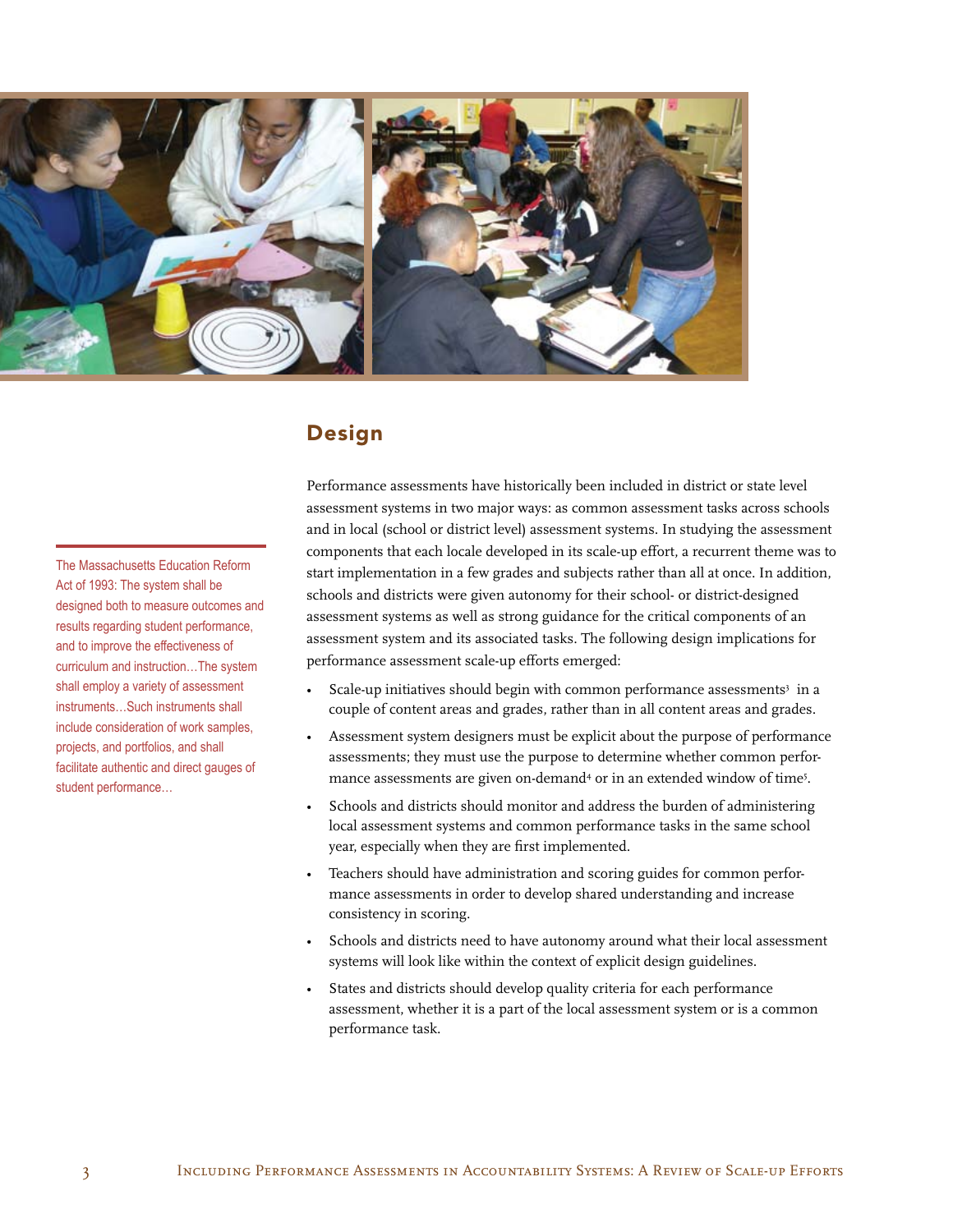## Design

Performance assessments have historically been included in district or state level assessment systems in two major ways: as common assessment tasks across schools and in local (school or district level) assessment systems. In studying the assessment components that each locale developed in its scale-up effort, a recurrent theme was to start implementation in a few grades and subjects rather than all at once. In addition, schools and districts were given autonomy for their school- or district-designed assessment systems as well as strong guidance for the critical components of an assessment system and its associated tasks. The following design implications for performance assessment scale-up efforts emerged:

> The Massachusetts Education Reform Act of 1993: The system shall be designed both to measure outcomes and results regarding student performance, and to improve the effectiveness of curriculum and instruction…The system shall employ a variety of assessment instruments…Such instruments shall include consideration of work samples, projects, and portfolios, and shall facilitate authentic and direct gauges of student performance…

- Scale-up initiatives should begin with common performance assessments[3] in a couple of content areas and grades, rather than in all content areas and grades.
- Assessment system designers must be explicit about the purpose of performance assessments; they must use the purpose to determine whether common performance assessments are given on-demand[4] or in an extended window of time[5].
- Schools and districts should monitor and address the burden of administering local assessment systems and common performance tasks in the same school year, especially when they are first implemented.
- Teachers should have administration and scoring guides for common performance assessments in order to develop shared understanding and increase consistency in scoring.
- Schools and districts need to have autonomy around what their local assessment systems will look like within the context of explicit design guidelines.
- States and districts should develop quality criteria for each performance assessment, whether it is a part of the local assessment system or is a common performance task.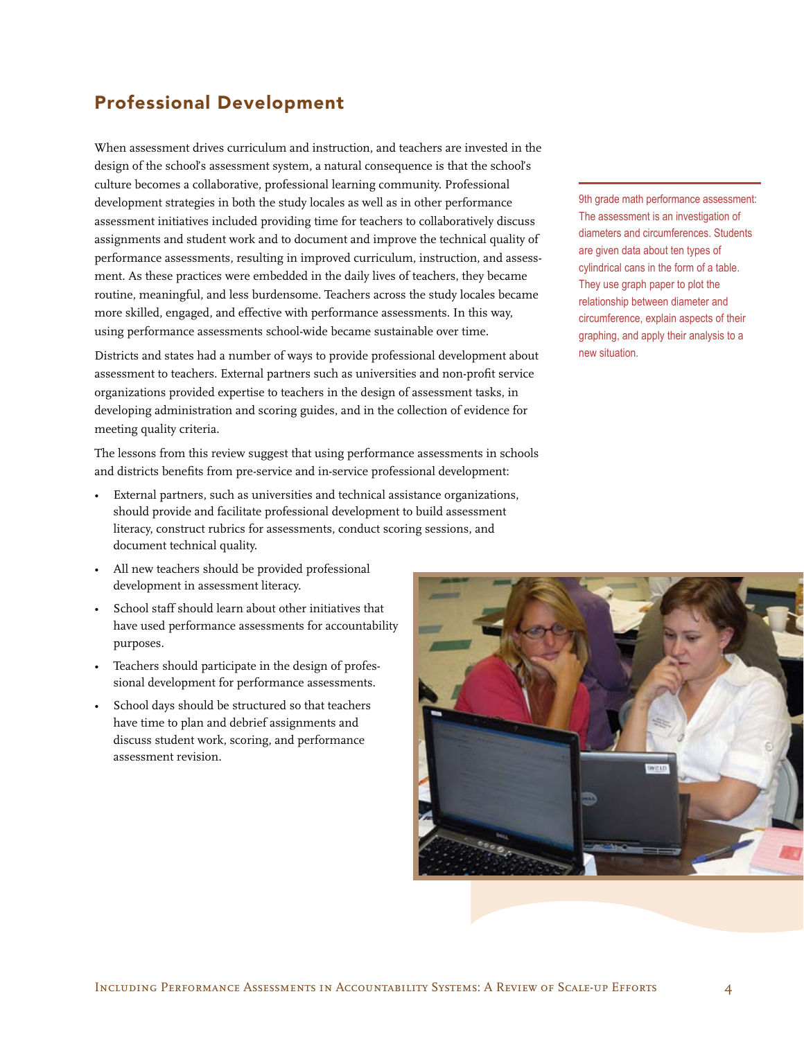## Professional Development

When assessment drives curriculum and instruction, and teachers are invested in the design of the school's assessment system, a natural consequence is that the school's culture becomes a collaborative, professional learning community. Professional development strategies in both the study locales as well as in other performance assessment initiatives included providing time for teachers to collaboratively discuss assignments and student work and to document and improve the technical quality of performance assessments, resulting in improved curriculum, instruction, and assessment. As these practices were embedded in the daily lives of teachers, they became routine, meaningful, and less burdensome. Teachers across the study locales became more skilled, engaged, and effective with performance assessments. In this way, using performance assessments school-wide became sustainable over time.

9th grade math performance assessment: The assessment is an investigation of diameters and circumferences. Students are given data about ten types of cylindrical cans in the form of a table. They use graph paper to plot the relationship between diameter and circumference, explain aspects of their graphing, and apply their analysis to a new situation.

Districts and states had a number of ways to provide professional development about assessment to teachers. External partners such as universities and non-profit service organizations provided expertise to teachers in the design of assessment tasks, in developing administration and scoring guides, and in the collection of evidence for meeting quality criteria.

The lessons from this review suggest that using performance assessments in schools and districts benefits from pre-service and in-service professional development:

- External partners, such as universities and technical assistance organizations, should provide and facilitate professional development to build assessment literacy, construct rubrics for assessments, conduct scoring sessions, and document technical quality.
- All new teachers should be provided professional development in assessment literacy.
- School staff should learn about other initiatives that have used performance assessments for accountability purposes.
- Teachers should participate in the design of professional development for performance assessments.
- School days should be structured so that teachers have time to plan and debrief assignments and discuss student work, scoring, and performance assessment revision.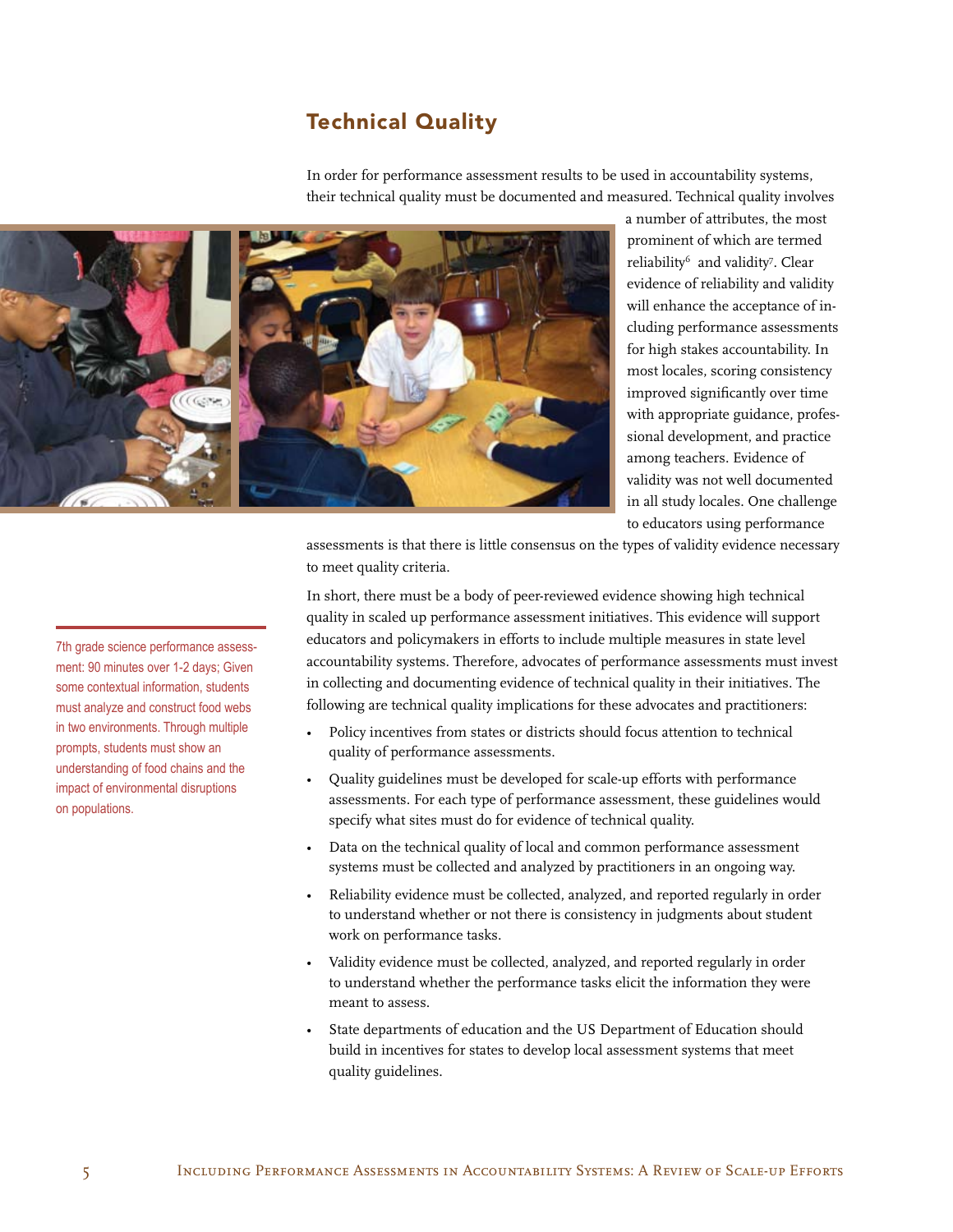## Technical Quality

In order for performance assessment results to be used in accountability systems, their technical quality must be documented and measured. Technical quality involves a number of attributes, the most prominent of which are termed reliability[6] and validity[7]. Clear evidence of reliability and validity will enhance the acceptance of including performance assessments for high stakes accountability. In most locales, scoring consistency improved significantly over time with appropriate guidance, professional development, and practice among teachers. Evidence of validity was not well documented in all study locales. One challenge to educators using performance assessments is that there is little consensus on the types of validity evidence necessary to meet quality criteria.

In short, there must be a body of peer-reviewed evidence showing high technical quality in scaled up performance assessment initiatives. This evidence will support educators and policymakers in efforts to include multiple measures in state level accountability systems. Therefore, advocates of performance assessments must invest in collecting and documenting evidence of technical quality in their initiatives. The following are technical quality implications for these advocates and practitioners:

- Policy incentives from states or districts should focus attention to technical quality of performance assessments.
- Quality guidelines must be developed for scale-up efforts with performance assessments. For each type of performance assessment, these guidelines would specify what sites must do for evidence of technical quality.
- Data on the technical quality of local and common performance assessment systems must be collected and analyzed by practitioners in an ongoing way.
- Reliability evidence must be collected, analyzed, and reported regularly in order to understand whether or not there is consistency in judgments about student work on performance tasks.
- Validity evidence must be collected, analyzed, and reported regularly in order to understand whether the performance tasks elicit the information they were meant to assess.
- State departments of education and the US Department of Education should build in incentives for states to develop local assessment systems that meet quality guidelines.

7th grade science performance assessment: 90 minutes over 1-2 days; Given some contextual information, students must analyze and construct food webs in two environments. Through multiple prompts, students must show an understanding of food chains and the impact of environmental disruptions on populations.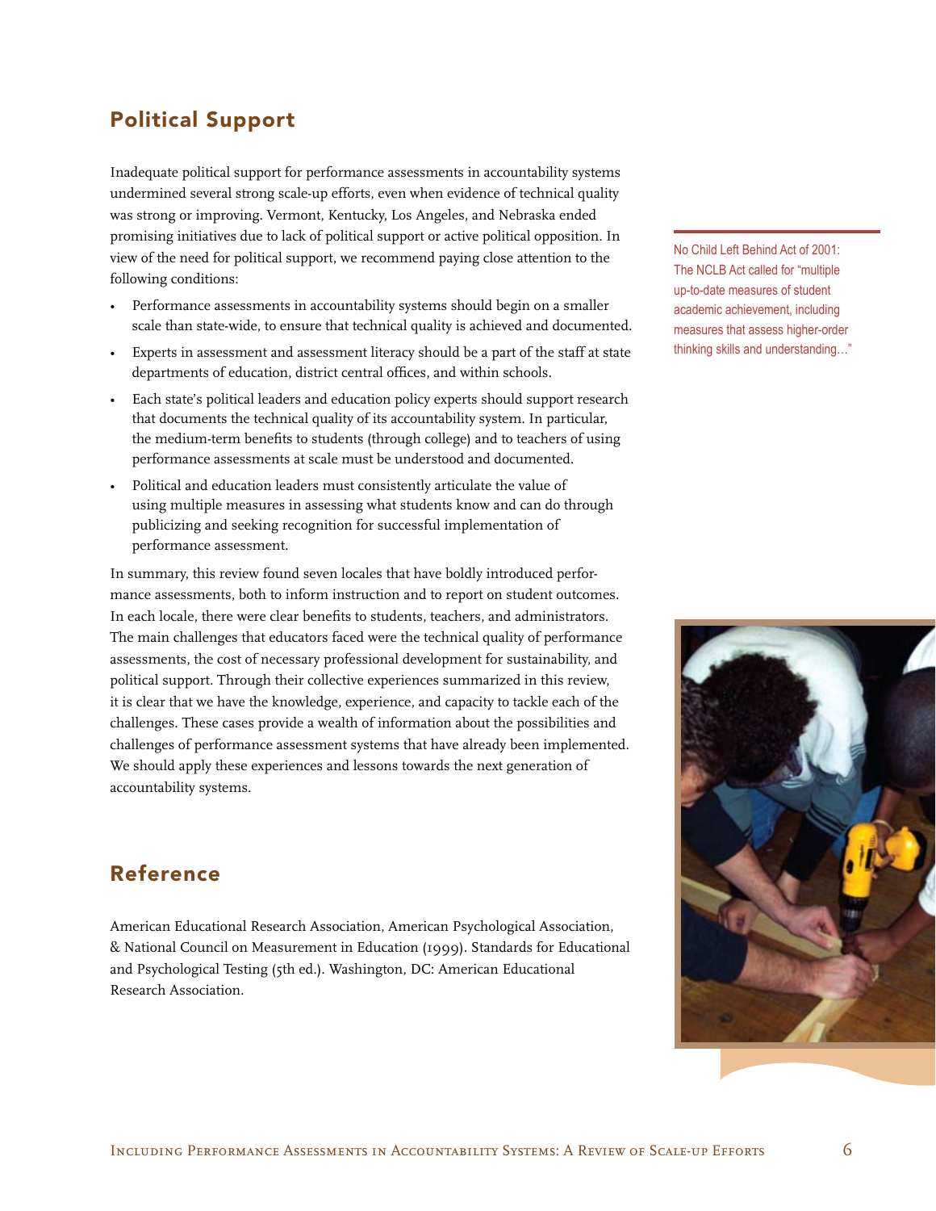## Political Support

Inadequate political support for performance assessments in accountability systems undermined several strong scale-up efforts, even when evidence of technical quality was strong or improving. Vermont, Kentucky, Los Angeles, and Nebraska ended promising initiatives due to lack of political support or active political opposition. In view of the need for political support, we recommend paying close attention to the following conditions:

- Performance assessments in accountability systems should begin on a smaller scale than state-wide, to ensure that technical quality is achieved and documented.
- Experts in assessment and assessment literacy should be a part of the staff at state departments of education, district central offices, and within schools.
- Each state's political leaders and education policy experts should support research that documents the technical quality of its accountability system. In particular, the medium-term benefits to students (through college) and to teachers of using performance assessments at scale must be understood and documented.
- Political and education leaders must consistently articulate the value of using multiple measures in assessing what students know and can do through publicizing and seeking recognition for successful implementation of performance assessment.

No Child Left Behind Act of 2001: The NCLB Act called for "multiple up-to-date measures of student academic achievement, including measures that assess higher-order thinking skills and understanding…"

In summary, this review found seven locales that have boldly introduced performance assessments, both to inform instruction and to report on student outcomes. In each locale, there were clear benefits to students, teachers, and administrators. The main challenges that educators faced were the technical quality of performance assessments, the cost of necessary professional development for sustainability, and political support. Through their collective experiences summarized in this review, it is clear that we have the knowledge, experience, and capacity to tackle each of the challenges. These cases provide a wealth of information about the possibilities and challenges of performance assessment systems that have already been implemented. We should apply these experiences and lessons towards the next generation of accountability systems.

## Reference

American Educational Research Association, American Psychological Association, & National Council on Measurement in Education (1999). Standards for Educational and Psychological Testing (5th ed.). Washington, DC: American Educational Research Association.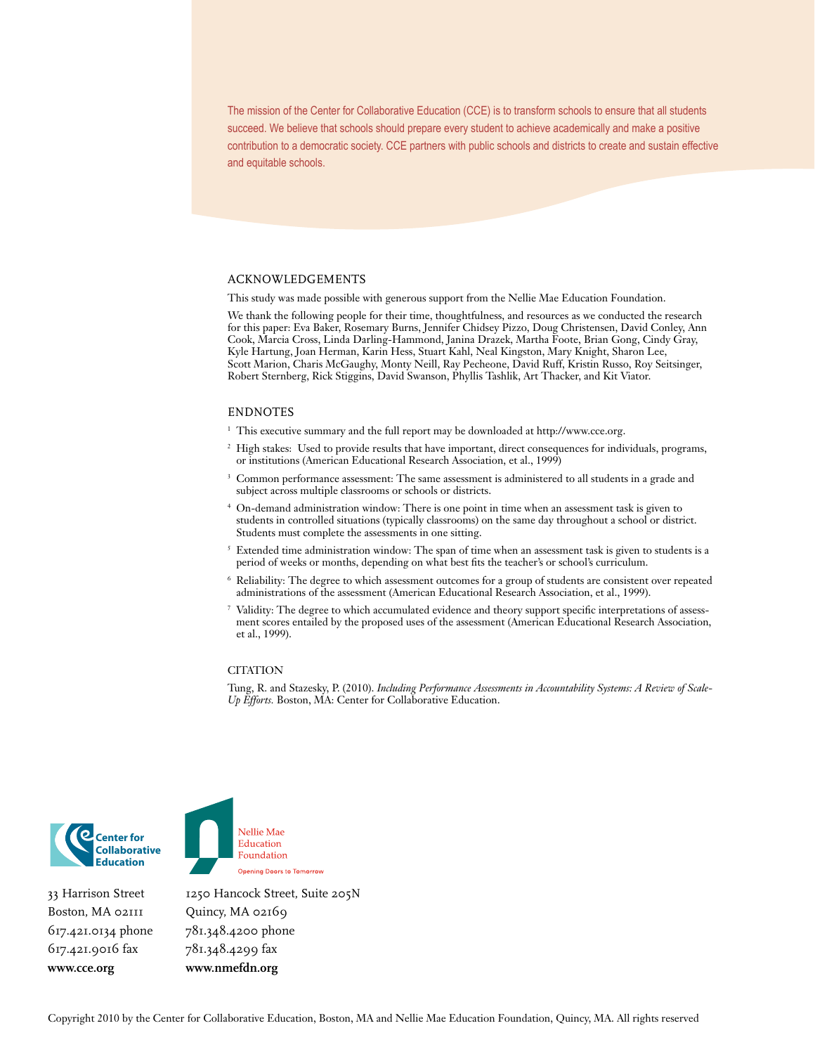The mission of the Center for Collaborative Education (CCE) is to transform schools to ensure that all students succeed. We believe that schools should prepare every student to achieve academically and make a positive contribution to a democratic society. CCE partners with public schools and districts to create and sustain effective and equitable schools.

## ACKNOWLEDGEMENTS

This study was made possible with generous support from the Nellie Mae Education Foundation.

We thank the following people for their time, thoughtfulness, and resources as we conducted the research for this paper: Eva Baker, Rosemary Burns, Jennifer Chidsey Pizzo, Doug Christensen, David Conley, Ann Cook, Marcia Cross, Linda Darling-Hammond, Janina Drazek, Martha Foote, Brian Gong, Cindy Gray, Kyle Hartung, Joan Herman, Karin Hess, Stuart Kahl, Neal Kingston, Mary Knight, Sharon Lee, Scott Marion, Charis McGaughy, Monty Neill, Ray Pecheone, David Ruff, Kristin Russo, Roy Seitsinger, Robert Sternberg, Rick Stiggins, David Swanson, Phyllis Tashlik, Art Thacker, and Kit Viator.

## ENDNOTES

[1] This executive summary and the full report may be downloaded at http://www.cce.org.

[2] High stakes: Used to provide results that have important, direct consequences for individuals, programs, or institutions (American Educational Research Association, et al., 1999)

[3] Common performance assessment: The same assessment is administered to all students in a grade and subject across multiple classrooms or schools or districts.

[4] On-demand administration window: There is one point in time when an assessment task is given to students in controlled situations (typically classrooms) on the same day throughout a school or district. Students must complete the assessments in one sitting.

[5] Extended time administration window: The span of time when an assessment task is given to students is a period of weeks or months, depending on what best fits the teacher's or school's curriculum.

[6] Reliability: The degree to which assessment outcomes for a group of students are consistent over repeated administrations of the assessment (American Educational Research Association, et al., 1999).

[7] Validity: The degree to which accumulated evidence and theory support specific interpretations of assessment scores entailed by the proposed uses of the assessment (American Educational Research Association, et al., 1999).

## CITATION

Tung, R. and Stazesky, P. (2010). *Including Performance Assessments in Accountability Systems: A Review of Scale-Up Efforts.* Boston, MA: Center for Collaborative Education.

Center for Collaborative Education
33 Harrison Street
Boston, MA 02111
617.421.0134 phone
617.421.9016 fax
**www.cce.org**

Nellie Mae Education Foundation
Opening Doors to Tomorrow
1250 Hancock Street, Suite 205N
Quincy, MA 02169
781.348.4200 phone
781.348.4299 fax
**www.nmefdn.org**

Copyright 2010 by the Center for Collaborative Education, Boston, MA and Nellie Mae Education Foundation, Quincy, MA. All rights reserved